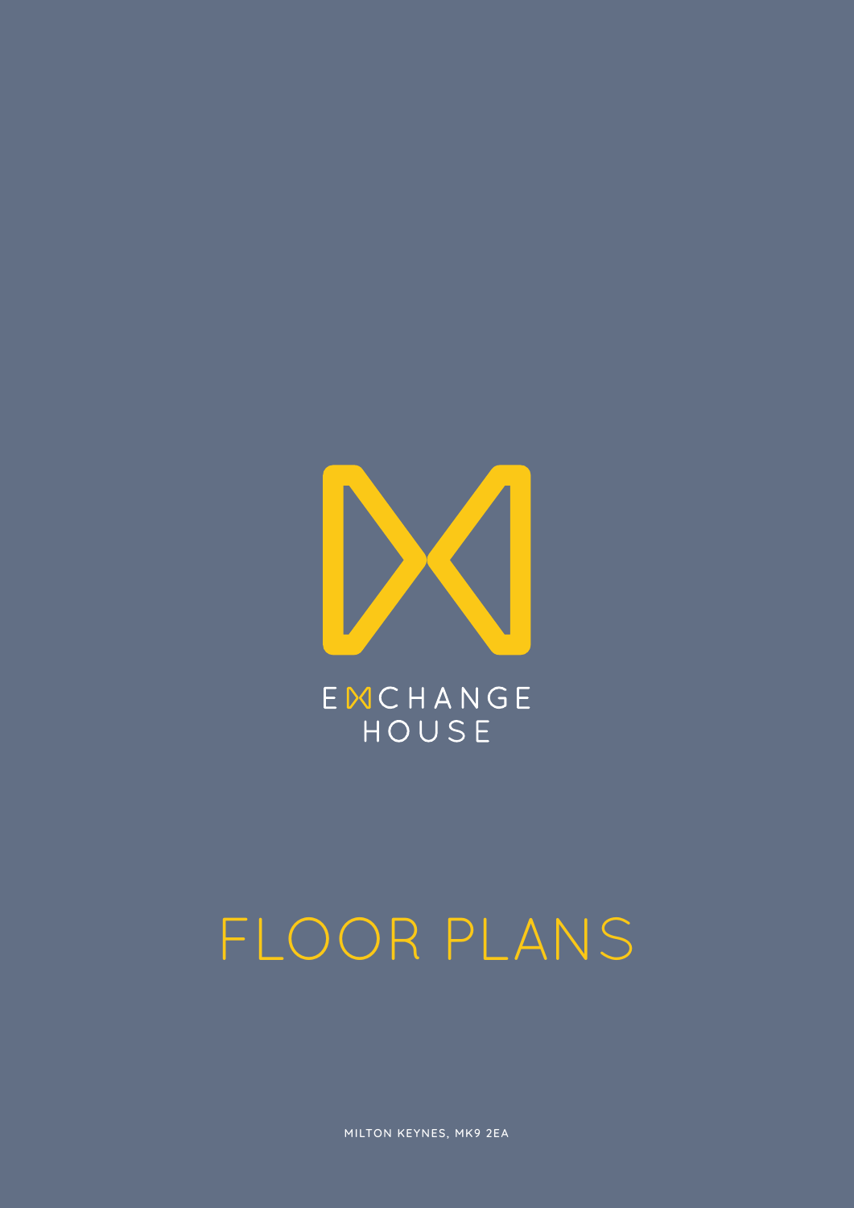EXCHANGE HOUSE

# FLOOR PLANS

MILTON KEYNES, MK9 2EA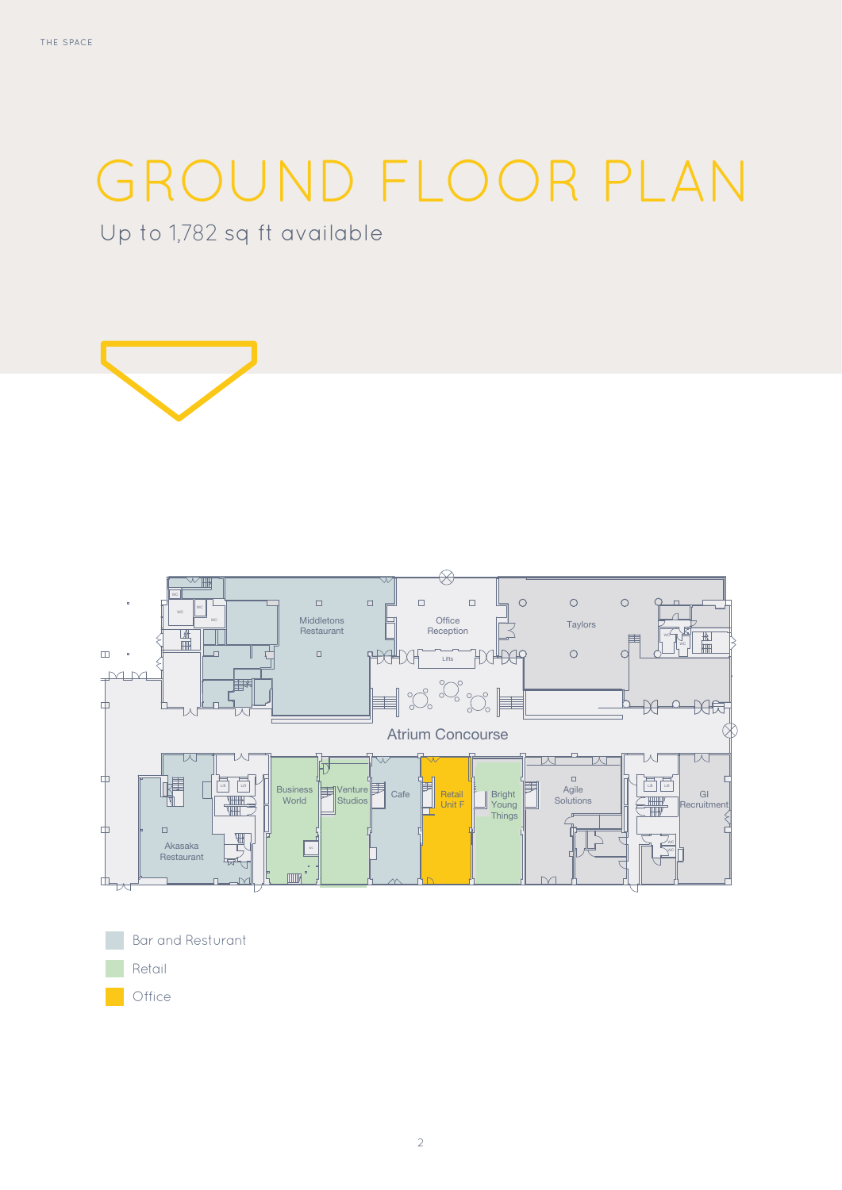# GROUND FLOOR PLAN

Up to 1,782 sq ft available

Middletons Restaurant

Office Reception

Lifts

Taylors

Atrium Concourse

Business World

Venture Studios

Cafe

Retail Unit F

Bright Young Things

Agile Solutions

GI Recruitment

Akasaka Restaurant

- Bar and Resturant
- Retail
- Office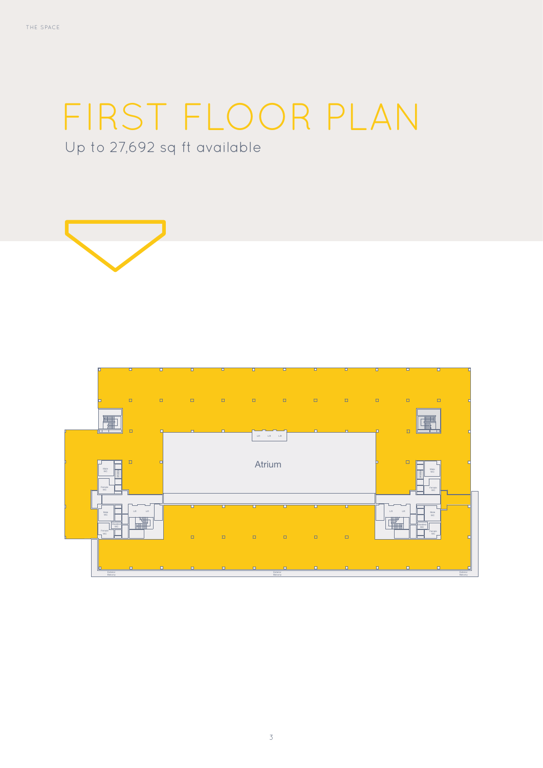# FIRST FLOOR PLAN

Up to 27,692 sq ft available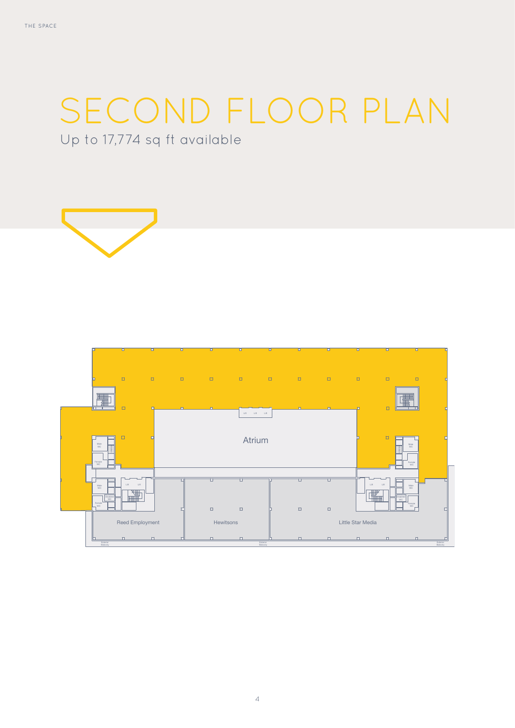# SECOND FLOOR PLAN

Up to 17,774 sq ft available

Atrium

Reed Employment

Hewitsons

Little Star Media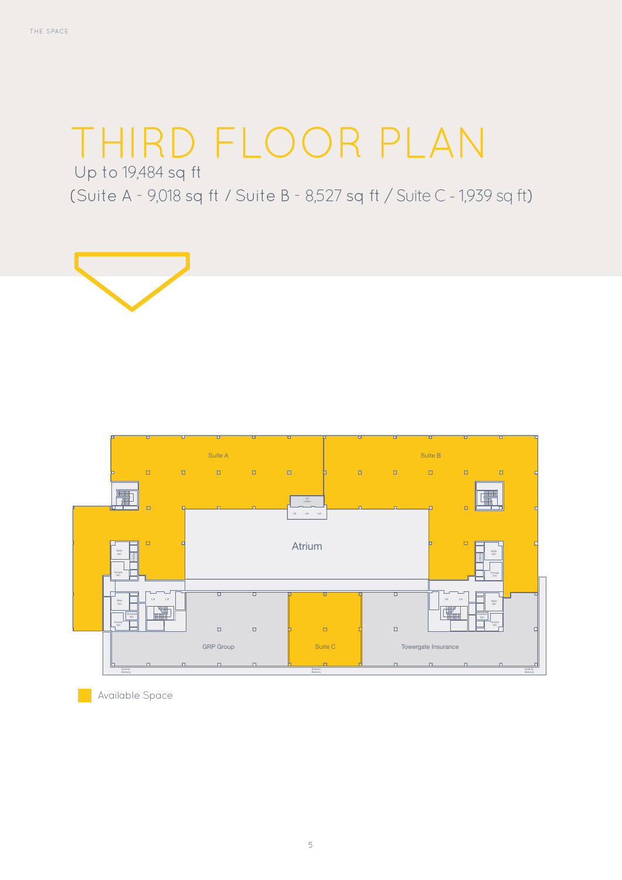# THIRD FLOOR PLAN

Up to 19,484 sq ft

(Suite A - 9,018 sq ft / Suite B - 8,527 sq ft / Suite C - 1,939 sq ft)

Suite A

Suite B

Atrium

GRP Group

Suite C

Towergate Insurance

Available Space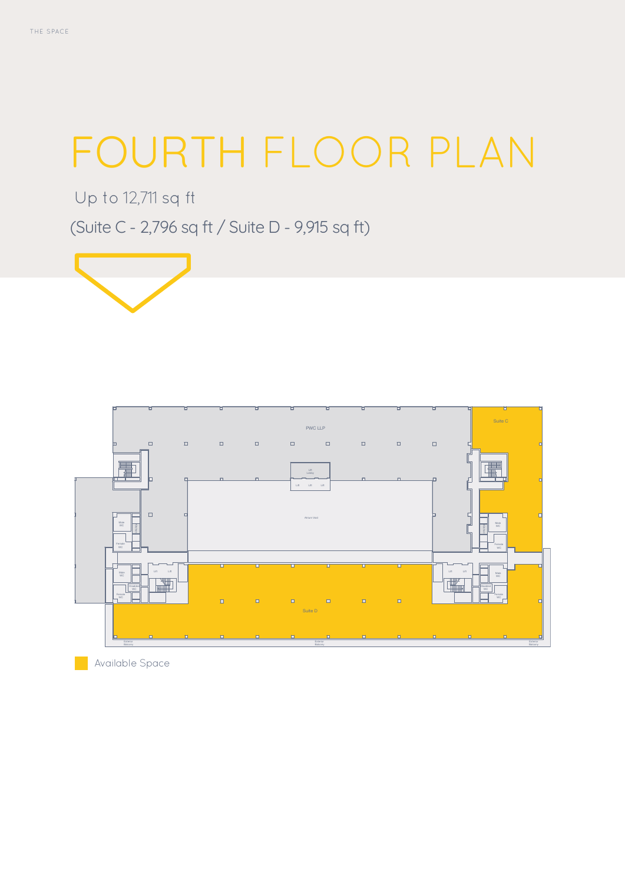# FOURTH FLOOR PLAN

Up to 12,711 sq ft

(Suite C - 2,796 sq ft / Suite D - 9,915 sq ft)

Available Space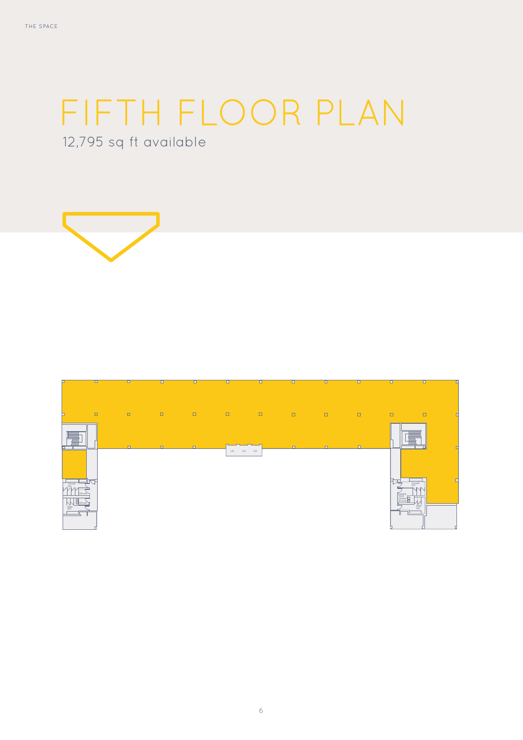THE SPACE

# FIFTH FLOOR PLAN

12,795 sq ft available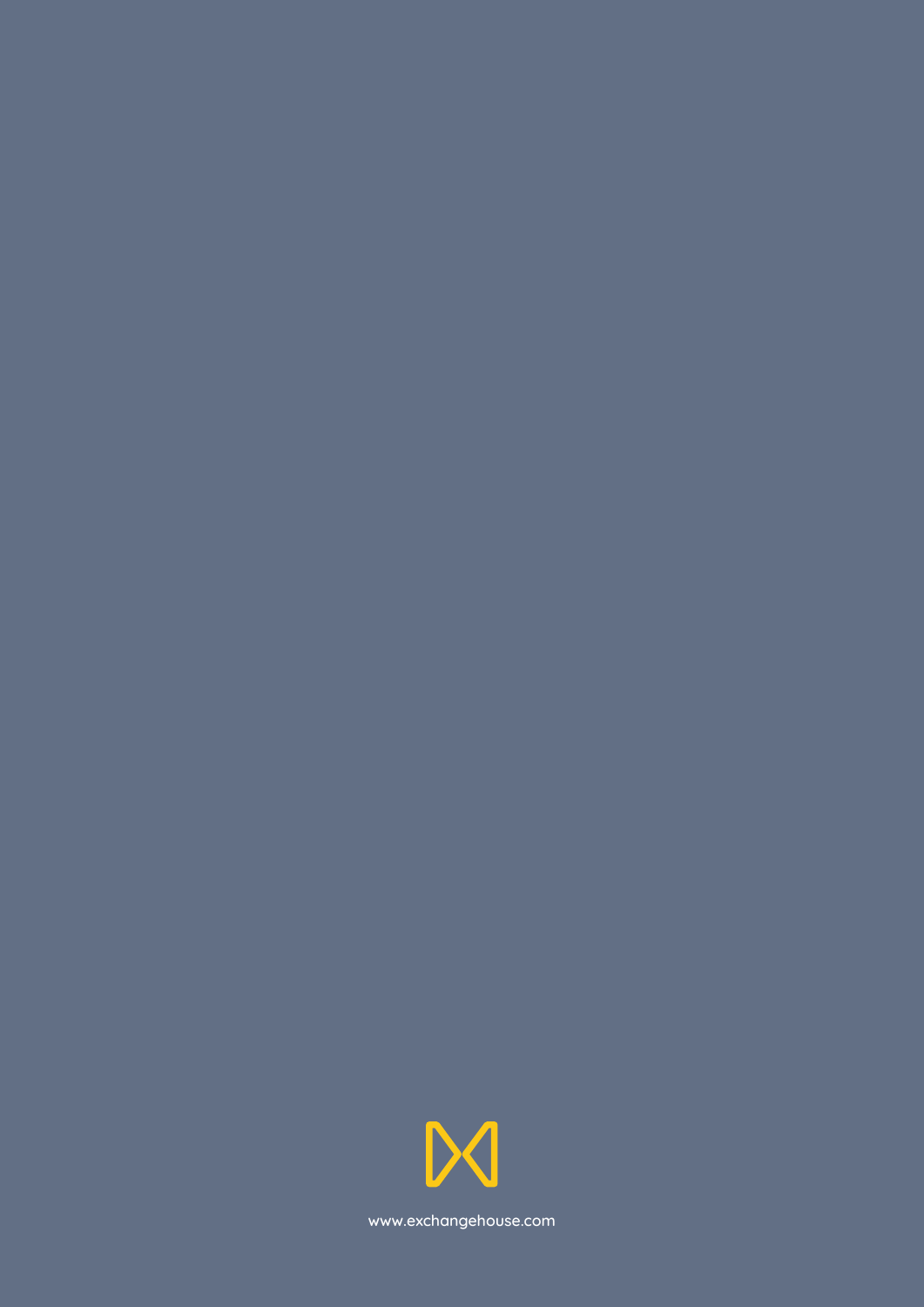www.exchangehouse.com